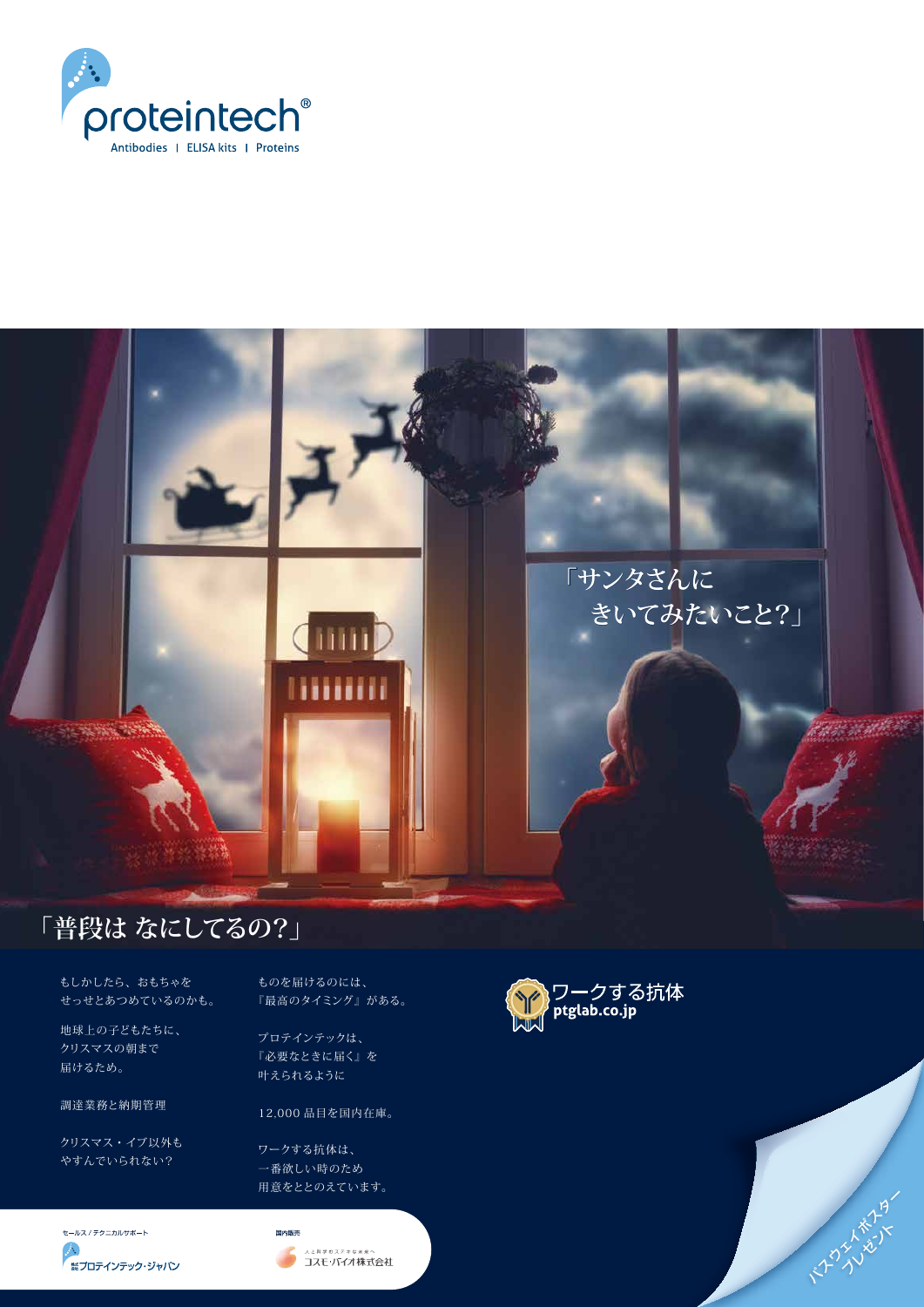proteintech®

Antibodies | ELISA kits | Proteins

「サンタさんに
きいてみたいこと?」

「普段は なにしてるの?」

もしかしたら、おもちゃを
せっせとあつめているのかも。

地球上の子どもたちに、
クリスマスの朝まで
届けるため。

調達業務と納期管理

クリスマス・イブ以外も
やすんでいられない?

ものを届けるのには、
『最高のタイミング』がある。

プロテインテックは、
『必要なときに届く』を
叶えられるように

12,000 品目を国内在庫。

ワークする抗体は、
一番欲しい時のため
用意をととのえています。

ワークする抗体
ptglab.co.jp

セールス / テクニカルサポート
株式会社プロテインテック・ジャパン

国内販売
人と科学のステキな未来へ
コスモ・バイオ株式会社

パスウェイポスター
プレゼント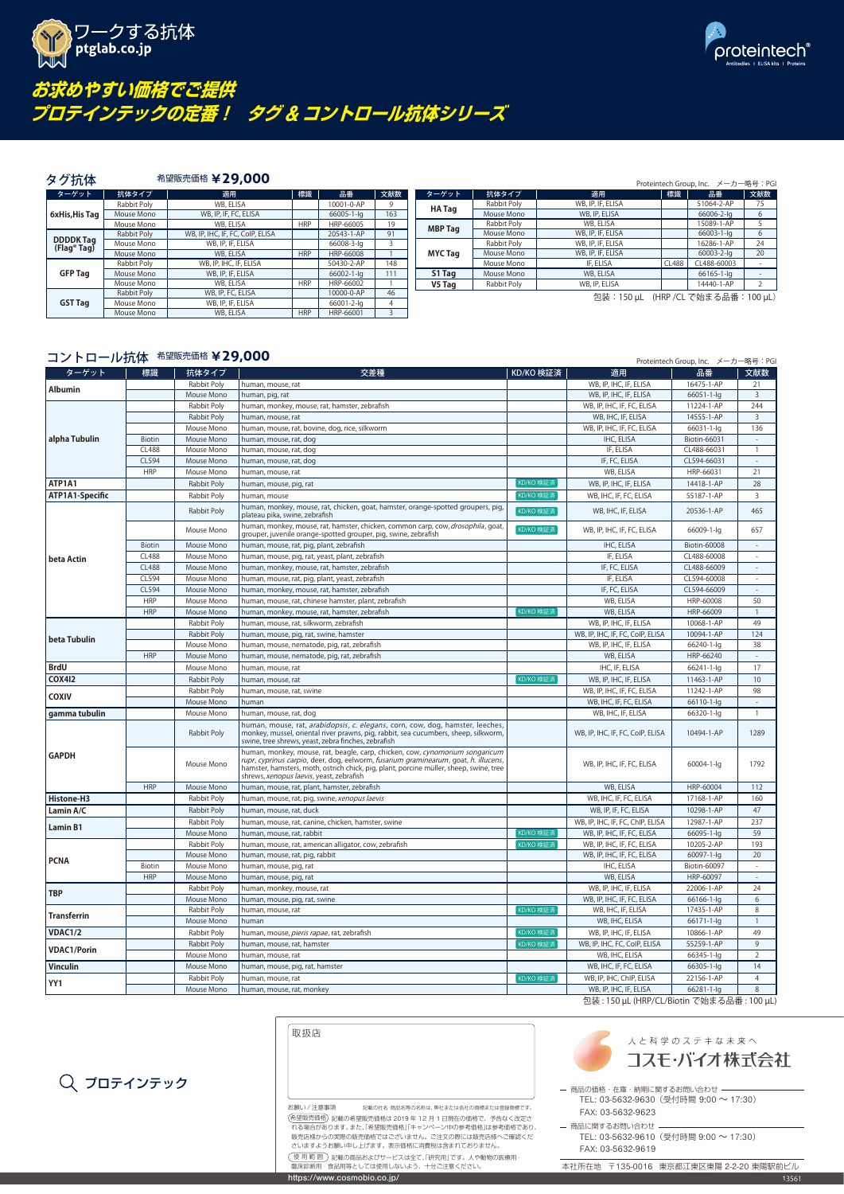ワークする抗体
ptglab.co.jp

proteintech®
Antibodies | ELISA kits | Proteins

# お求めやすい価格でご提供
# プロテインテックの定番！ タグ＆コントロール抗体シリーズ

## タグ抗体 希望販売価格 ¥29,000

Proteintech Group, Inc. メーカー略号：PGI

| ターゲット | 抗体タイプ | 適用 | 標識 | 品番 | 文献数 |
|---|---|---|---|---|---|
| 6xHis,His Tag | Rabbit Poly | WB, ELISA | | 10001-0-AP | 9 |
| | Mouse Mono | WB, IP, IF, FC, ELISA | | 66005-1-Ig | 163 |
| | Mouse Mono | WB, ELISA | HRP | HRP-66005 | 19 |
| DDDDK Tag (Flag® Tag) | Rabbit Poly | WB, IP, IHC, IF, FC, CoIP, ELISA | | 20543-1-AP | 91 |
| | Mouse Mono | WB, IP, IF, ELISA | | 66008-3-Ig | 3 |
| | Mouse Mono | WB, ELISA | HRP | HRP-66008 | 1 |
| GFP Tag | Rabbit Poly | WB, IP, IHC, IF, ELISA | | 50430-2-AP | 148 |
| | Mouse Mono | WB, IP, IF, ELISA | | 66002-1-Ig | 111 |
| | Mouse Mono | WB, ELISA | HRP | HRP-66002 | 1 |
| GST Tag | Rabbit Poly | WB, IP, FC, ELISA | | 10000-0-AP | 46 |
| | Mouse Mono | WB, IP, IF, ELISA | | 66001-2-Ig | 4 |
| | Mouse Mono | WB, ELISA | HRP | HRP-66001 | 3 |
| HA Tag | Rabbit Poly | WB, IP, IF, ELISA | | 51064-2-AP | 75 |
| | Mouse Mono | WB, IP, ELISA | | 66006-2-Ig | 6 |
| MBP Tag | Rabbit Poly | WB, ELISA | | 15089-1-AP | 5 |
| | Mouse Mono | WB, IP, IF, ELISA | | 66003-1-Ig | 6 |
| MYC Tag | Rabbit Poly | WB, IP, IF, ELISA | | 16286-1-AP | 24 |
| | Mouse Mono | WB, IP, IF, ELISA | | 60003-2-Ig | 20 |
| | Mouse Mono | IF, ELISA | CL488 | CL488-60003 | - |
| S1 Tag | Mouse Mono | WB, ELISA | | 66165-1-Ig | - |
| V5 Tag | Rabbit Poly | WB, IP, ELISA | | 14440-1-AP | 2 |

包装：150 µL (HRP /CL で始まる品番：100 µL)

## コントロール抗体 希望販売価格 ¥29,000

Proteintech Group, Inc. メーカー略号：PGI

| ターゲット | 標識 | 抗体タイプ | 交差種 | KD/KO 検証済 | 適用 | 品番 | 文献数 |
|---|---|---|---|---|---|---|---|
| Albumin | | Rabbit Poly | human, mouse, rat | | WB, IP, IHC, IF, ELISA | 16475-1-AP | 21 |
| | | Mouse Mono | human, pig, rat | | WB, IP, IHC, IF, ELISA | 66051-1-Ig | 3 |
| alpha Tubulin | | Rabbit Poly | human, monkey, mouse, rat, hamster, zebrafish | | WB, IP, IHC, IF, FC, ELISA | 11224-1-AP | 244 |
| | | Rabbit Poly | human, mouse, rat | | WB, IHC, IF, ELISA | 14555-1-AP | 3 |
| | | Mouse Mono | human, mouse, rat, bovine, dog, rice, silkworm | | WB, IP, IHC, IF, FC, ELISA | 66031-1-Ig | 136 |
| | Biotin | Mouse Mono | human, mouse, rat, dog | | IHC, ELISA | Biotin-66031 | - |
| | CL488 | Mouse Mono | human, mouse, rat, dog | | IF, ELISA | CL488-66031 | 1 |
| | CL594 | Mouse Mono | human, mouse, rat, dog | | IF, FC, ELISA | CL594-66031 | - |
| | HRP | Mouse Mono | human, mouse, rat | | WB, ELISA | HRP-66031 | 21 |
| ATP1A1 | | Rabbit Poly | human, mouse, pig, rat | KD/KO 検証済 | WB, IP, IHC, IF, ELISA | 14418-1-AP | 28 |
| ATP1A1-Specific | | Rabbit Poly | human, mouse | KD/KO 検証済 | WB, IHC, IF, FC, ELISA | 55187-1-AP | 3 |
| beta Actin | | Rabbit Poly | human, monkey, mouse, rat, chicken, goat, hamster, orange-spotted groupers, pig, plateau pika, swine, zebrafish | KD/KO 検証済 | WB, IHC, IF, ELISA | 20536-1-AP | 465 |
| | | Mouse Mono | human, monkey, mouse, rat, hamster, chicken, common carp, cow, *drosophila*, goat, grouper, juvenile orange-spotted grouper, pig, swine, zebrafish | KD/KO 検証済 | WB, IP, IHC, IF, FC, ELISA | 66009-1-Ig | 657 |
| | Biotin | Mouse Mono | human, mouse, rat, pig, plant, zebrafish | | IHC, ELISA | Biotin-60008 | - |
| | CL488 | Mouse Mono | human, mouse, pig, rat, yeast, plant, zebrafish | | IF, ELISA | CL488-60008 | - |
| | CL488 | Mouse Mono | human, monkey, mouse, rat, hamster, zebrafish | | IF, FC, ELISA | CL488-66009 | - |
| | CL594 | Mouse Mono | human, mouse, rat, pig, plant, yeast, zebrafish | | IF, ELISA | CL594-60008 | - |
| | CL594 | Mouse Mono | human, monkey, mouse, rat, hamster, zebrafish | | IF, FC, ELISA | CL594-66009 | - |
| | HRP | Mouse Mono | human, mouse, rat, chinese hamster, plant, zebrafish | | WB, ELISA | HRP-60008 | 50 |
| | HRP | Mouse Mono | human, monkey, mouse, rat, hamster, zebrafish | KD/KO 検証済 | WB, ELISA | HRP-66009 | 1 |
| beta Tubulin | | Rabbit Poly | human, mouse, rat, silkworm, zebrafish | | WB, IP, IHC, IF, ELISA | 10068-1-AP | 49 |
| | | Rabbit Poly | human, mouse, pig, rat, swine, hamster | | WB, IP, IHC, IF, FC, CoIP, ELISA | 10094-1-AP | 124 |
| | | Mouse Mono | human, mouse, nematode, pig, rat, zebrafish | | WB, IP, IHC, IF, ELISA | 66240-1-Ig | 38 |
| | HRP | Mouse Mono | human, mouse, nematode, pig, rat, zebrafish | | WB, ELISA | HRP-66240 | - |
| BrdU | | Mouse Mono | human, mouse, rat | | IHC, IF, ELISA | 66241-1-Ig | 17 |
| COX4I2 | | Rabbit Poly | human, mouse, rat | KD/KO 検証済 | WB, IP, IHC, IF, ELISA | 11463-1-AP | 10 |
| COXIV | | Rabbit Poly | human, mouse, rat, swine | | WB, IP, IHC, IF, FC, ELISA | 11242-1-AP | 98 |
| | | Mouse Mono | human | | WB, IHC, IF, FC, ELISA | 66110-1-Ig | - |
| gamma tubulin | | Mouse Mono | human, mouse, rat, dog | | WB, IHC, IF, ELISA | 66320-1-Ig | 1 |
| GAPDH | | Rabbit Poly | human, mouse, rat, *arabidopsis*, *c. elegans*, corn, cow, dog, hamster, leeches, monkey, mussel, oriental river prawns, pig, rabbit, sea cucumbers, sheep, silkworm, swine, tree shrews, yeast, zebra finches, zebrafish | | WB, IP, IHC, IF, FC, CoIP, ELISA | 10494-1-AP | 1289 |
| | | Mouse Mono | human, monkey, mouse, rat, beagle, carp, chicken, cow, *cynomorium songaricum rupr*, *cyprinus carpio*, deer, dog, eelworm, *fusarium graminearum*, goat, *h. illucens*, hamster, hamsters, moth, ostrich chick, pig, plant, porcine müller, sheep, swine, tree shrews, *xenopus laevis*, yeast, zebrafish | | WB, IP, IHC, IF, FC, ELISA | 60004-1-Ig | 1792 |
| | HRP | Mouse Mono | human, mouse, rat, plant, hamster, zebrafish | | WB, ELISA | HRP-60004 | 112 |
| Histone-H3 | | Rabbit Poly | human, mouse, rat, pig, swine, *xenopus laevis* | | WB, IHC, IF, FC, ELISA | 17168-1-AP | 160 |
| Lamin A/C | | Rabbit Poly | human, mouse, rat, duck | | WB, IP, IF, FC, ELISA | 10298-1-AP | 47 |
| Lamin B1 | | Rabbit Poly | human, mouse, rat, canine, chicken, hamster, swine | | WB, IP, IHC, IF, FC, ChIP, ELISA | 12987-1-AP | 237 |
| | | Mouse Mono | human, mouse, rat, rabbit | KD/KO 検証済 | WB, IP, IHC, IF, FC, ELISA | 66095-1-Ig | 59 |
| PCNA | | Rabbit Poly | human, mouse, rat, american alligator, cow, zebrafish | KD/KO 検証済 | WB, IP, IHC, IF, FC, ELISA | 10205-2-AP | 193 |
| | | Mouse Mono | human, mouse, rat, pig, rabbit | | WB, IP, IHC, IF, FC, ELISA | 60097-1-Ig | 20 |
| | Biotin | Mouse Mono | human, mouse, pig, rat | | IHC, ELISA | Biotin-60097 | - |
| | HRP | Mouse Mono | human, mouse, pig, rat | | WB, ELISA | HRP-60097 | - |
| TBP | | Rabbit Poly | human, monkey, mouse, rat | | WB, IP, IHC, IF, ELISA | 22006-1-AP | 24 |
| | | Mouse Mono | human, mouse, pig, rat, swine | | WB, IP, IHC, IF, FC, ELISA | 66166-1-Ig | 6 |
| Transferrin | | Rabbit Poly | human, mouse, rat | KD/KO 検証済 | WB, IHC, IF, ELISA | 17435-1-AP | 8 |
| | | Mouse Mono | human | | WB, IHC, ELISA | 66171-1-Ig | 1 |
| VDAC1/2 | | Rabbit Poly | human, mouse, *pieris rapae*, rat, zebrafish | KD/KO 検証済 | WB, IP, IHC, IF, ELISA | 10866-1-AP | 49 |
| VDAC1/Porin | | Rabbit Poly | human, mouse, rat, hamster | KD/KO 検証済 | WB, IP, IHC, FC, CoIP, ELISA | 55259-1-AP | 9 |
| | | Mouse Mono | human, mouse, rat | | WB, IHC, ELISA | 66345-1-Ig | 2 |
| Vinculin | | Mouse Mono | human, mouse, pig, rat, hamster | | WB, IHC, IF, FC, ELISA | 66305-1-Ig | 14 |
| YY1 | | Rabbit Poly | human, mouse, rat | KD/KO 検証済 | WB, IP, IHC, ChIP, ELISA | 22156-1-AP | 4 |
| | | Mouse Mono | human, mouse, rat, monkey | | WB, IP, IHC, IF, ELISA | 66281-1-Ig | 8 |

包装：150 µL (HRP/CL/Biotin で始まる品番：100 µL)

プロテインテック

取扱店

お願い / 注意事項　記載の社名・商品名等の名称は、弊社または各社の商標または登録商標です。

（希望販売価格）記載の希望販売価格は 2019 年 12 月 1 日現在の価格で、予告なく改定される場合があります。また、「希望販売価格」「キャンペーン中の参考価格」は参考価格であり、販売店様からの実際の販売価格ではございません。ご注文の際には販売店様へご確認くださいますようお願い申し上げます。表示価格に消費税は含まれておりません。

（使用範囲）記載の商品およびサービスは全て「研究用」です。人や動物の医療用・臨床診断用・食品用等としては使用しないよう、十分ご注意ください。

https://www.cosmobio.co.jp/

人と科学のステキな未来へ
コスモ・バイオ株式会社

商品の価格・在庫・納期に関するお問い合わせ
TEL: 03-5632-9630（受付時間 9:00 〜 17:30）
FAX: 03-5632-9623

商品に関するお問い合わせ
TEL: 03-5632-9610（受付時間 9:00 〜 17:30）
FAX: 03-5632-9619

本社所在地　〒135-0016　東京都江東区東陽 2-2-20 東陽駅前ビル

13561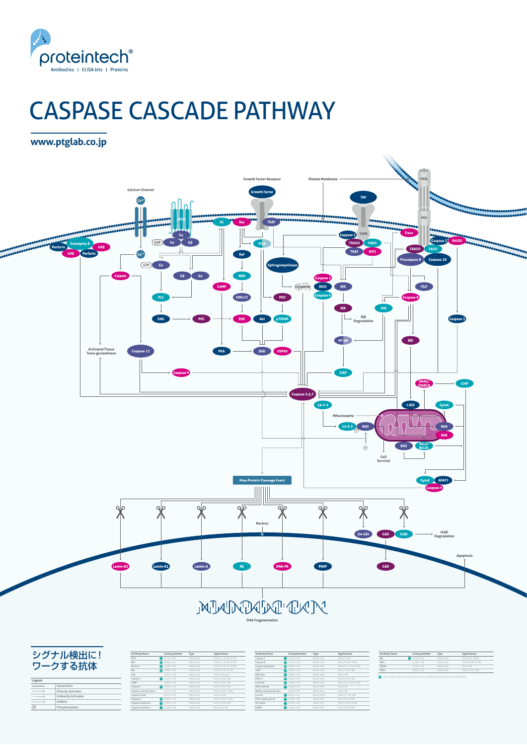proteintech®

Antibodies | ELISA kits | Proteins

# CASPASE CASCADE PATHWAY

**www.ptglab.co.jp**

Calcium Channel

Growth Factor Receptor

*Plasma Membrane*

FASL

FAS

Growth Factor

TNF

TNFR

$Ca^{2+}$

GPCR

AC

Ras

TRAF

Caspase 2

Daxx

Gγ

GDP

Gα

Gβ

TRADD

FADD

Caspase 2

RAIDD

Perforin

Granzyme-B

GRB

PI3K

TRAF

RIP2

TRADD

FADD

GRB

Perforin

$Ca^{2+}$

GTP

Gα

Raf

Sphingomyelinase

Procaspase 8

Caspase 10

Calpain

Gβ

Gγ

MEK

Caspase 1

CAMP

Ceramide

RICK

NIK

FILP

Caspase 4

PLC

ERK1/2

PKD

Caspase 8

IKK

JNK

IKK Degradation

DAG

PKC

RSK

Akt

p70S6K

Caspase 2

NF-κB

BID

Activated Tissue Trans-glutaminase

Caspase 12

PKA

BAD

HSP60

Caspase 9

CIAP

SMAC/DIABLO

CIAP

Caspase 3,6,7

14-3-3

t-BID

CytoC

*Mitochondria*

14-3-3

BAD

BAX

BAK

BAD

BCL2/BCLXL

Cell Survival

Mass Protein Cleavage Event

CytoC

APAF1

Caspase 9

*Nucleus*

D4-GDI

CAD

ICAD

ICAD Degradation

Apoptosis

Lamin-B2

Lamin-B1

Lamin-A

Rb

DNA-PK

PARP

CAD

DNA Fragmentation

## シグナル検出に！ワークする抗体

**Legend**

| | |
|---|---|
| —— | Association |
| ——→ | Directly Activates |
| ·······→ | Indirectly Activates |
| ——⊣ | Inhibits |
| Ⓟ | Phosphorylates |

| Antibody Name | Catalog Number | Type | Applications |
|---|---|---|---|
| AKT1 | 10176-2-AP | Rabbit Poly | ELISA, FC, IF, IHC, IP, WB |
| BAX | 50599-2-Ig | Rabbit Poly | ELISA, FC, IF, IHC, IP, WB |
| Bcl-XL/S | 10783-1-AP | Rabbit Poly | ELISA, FC, IF, IHC, IP, WB |
| BID | 10988-1-AP | Rabbit Poly | ELISA, IF, IHC, IP, WB |
| CAD | 10617-1-AP | Rabbit Poly | ELISA, IF, IP, WB |
| Calpain 9 | 17559-1-AP | Rabbit Poly | ELISA, IF, IHC, WB |
| CAMP | 12009-1-AP | Rabbit Poly | ELISA, IF, IHC, WB |
| Caspase 1 | 22915-1-AP | Rabbit Poly | ELISA, IF, IHC, WB |
| Caspase 10/p23/17/p12 | 11511-1-AP | Rabbit Poly | ELISA, IF, IHC, IP, WB |
| Caspase 2/p18 | 11777-1-AP | Rabbit Poly | ELISA, IP, WB |
| Caspase 3 | 19677-1-AP | Rabbit Poly | ELISA, IF, IHC, IP, WB |
| Caspase 4/p20/p10 | 11856-1-AP | Rabbit Poly | ELISA, IF, IHC, WB |
| Caspase 6/p18/p11 | 10198-1-AP | Rabbit Poly | ELISA, IHC, WB |

| Antibody Name | Catalog Number | Type | Applications |
|---|---|---|---|
| Caspase 7 | 27155-1-AP | Rabbit Poly | ELISA, IF, WB |
| Caspase 8 | 13423-1-AP | Rabbit Poly | ELISA, IF, IHC, IP, WB |
| Caspase 9/p35/p10 | 10380-1-AP | Rabbit Poly | ELISA, FC, IF, IHC, IP, WB |
| CIAP1 | 10022-1-AP | Rabbit Poly | ELISA, IF, IHC, WB |
| DNA-PKcs | 19983-1-AP | Rabbit Poly | ELISA, WB |
| ERK1/2 | 16443-1-AP | Rabbit Poly | ELISA, IF, IHC, WB |
| Lamin B1 | 12987-1-AP | Rabbit Poly | ELISA, FC, IF, IHC, IP, WB |
| MEK1-Specific | 11049-1-AP | Rabbit Poly | ELISA, IHC |
| NFKB1/p105,p50-Specific | 15506-1-AP | Rabbit Poly | ELISA, WB |
| pan-Ras | 60309-1-Ig | Mouse Mono | ELISA, FC, IHC, WB |
| PKA C-alpha specific | 55388-1-AP | Rabbit Poly | ELISA, IHC, IF, WB |
| PKC alpha | 21991-1-AP | Rabbit Poly | ELISA, IF, IHC, IP, WB |
| RAIDD | 10401-1-AP | Rabbit Poly | ELISA, IHC, IP, WB |

| Antibody Name | Catalog Number | Type | Applications |
|---|---|---|---|
| RB1 | 10048-2-Ig | Rabbit Poly | ELISA, IHC, IP, WB |
| RSK2 | 13762-1-AP | Rabbit Poly | ELISA, IHC, IP, WB |
| TRADD | 15468-1-AP | Rabbit Poly | ELISA, WB |
| TRAF1 | 60063-1-AP | Rabbit Poly | ELISA, IHC, WB |

This number shows the amount of times an antibody has been cited in a publication.